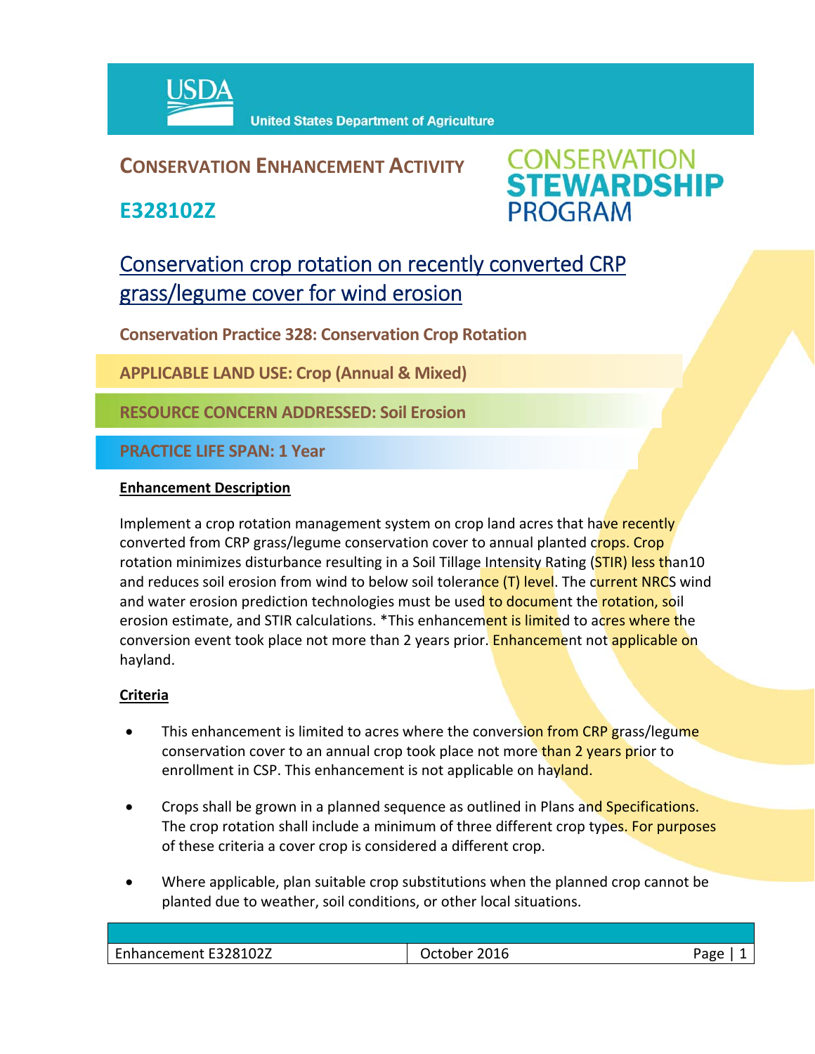United States Department of Agriculture

# CONSERVATION ENHANCEMENT ACTIVITY

## E328102Z

CONSERVATION STEWARDSHIP PROGRAM

## Conservation crop rotation on recently converted CRP grass/legume cover for wind erosion

**Conservation Practice 328: Conservation Crop Rotation**

**APPLICABLE LAND USE: Crop (Annual & Mixed)**

**RESOURCE CONCERN ADDRESSED: Soil Erosion**

**PRACTICE LIFE SPAN: 1 Year**

### Enhancement Description

Implement a crop rotation management system on crop land acres that have recently converted from CRP grass/legume conservation cover to annual planted crops. Crop rotation minimizes disturbance resulting in a Soil Tillage Intensity Rating (STIR) less than10 and reduces soil erosion from wind to below soil tolerance (T) level. The current NRCS wind and water erosion prediction technologies must be used to document the rotation, soil erosion estimate, and STIR calculations. *This enhancement is limited to acres where the conversion event took place not more than 2 years prior. Enhancement not applicable on hayland.

### Criteria

- This enhancement is limited to acres where the conversion from CRP grass/legume conservation cover to an annual crop took place not more than 2 years prior to enrollment in CSP. This enhancement is not applicable on hayland.
- Crops shall be grown in a planned sequence as outlined in Plans and Specifications. The crop rotation shall include a minimum of three different crop types. For purposes of these criteria a cover crop is considered a different crop.
- Where applicable, plan suitable crop substitutions when the planned crop cannot be planted due to weather, soil conditions, or other local situations.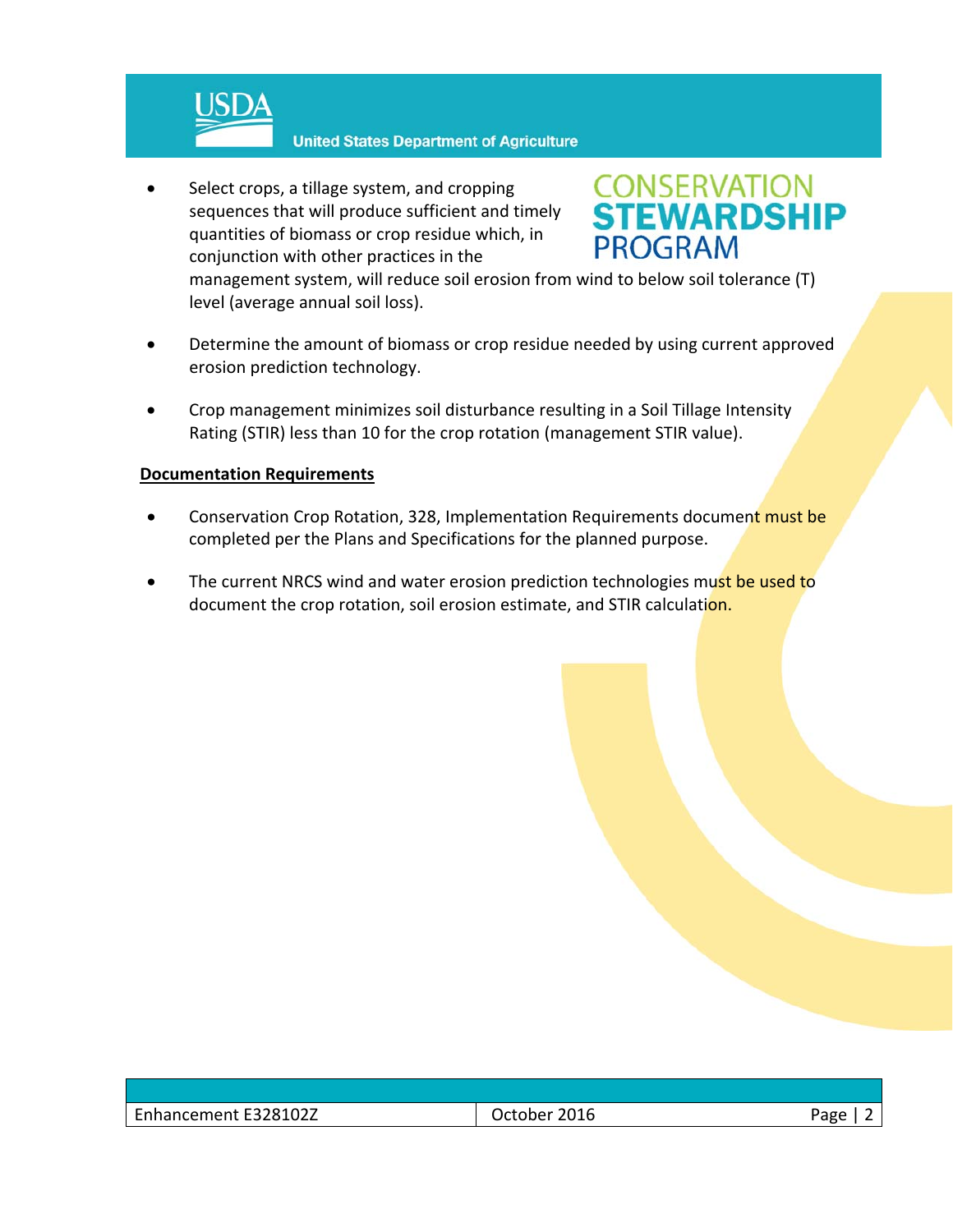- Select crops, a tillage system, and cropping sequences that will produce sufficient and timely quantities of biomass or crop residue which, in conjunction with other practices in the management system, will reduce soil erosion from wind to below soil tolerance (T) level (average annual soil loss).

- Determine the amount of biomass or crop residue needed by using current approved erosion prediction technology.

- Crop management minimizes soil disturbance resulting in a Soil Tillage Intensity Rating (STIR) less than 10 for the crop rotation (management STIR value).

**Documentation Requirements**

- Conservation Crop Rotation, 328, Implementation Requirements document must be completed per the Plans and Specifications for the planned purpose.

- The current NRCS wind and water erosion prediction technologies must be used to document the crop rotation, soil erosion estimate, and STIR calculation.